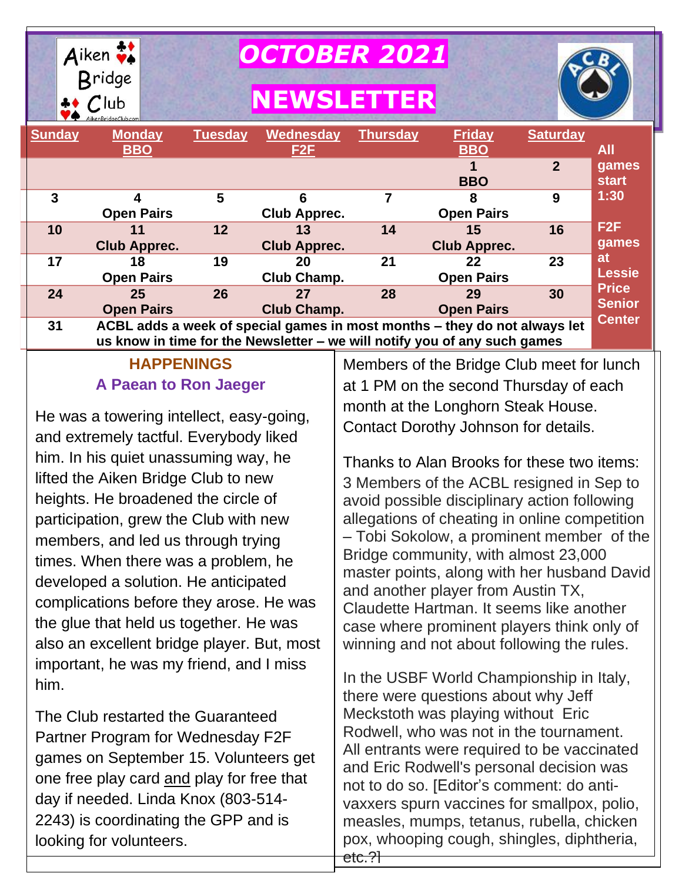# OCTOBER 2021

# NEWSLETTER

| Sunday | Monday BBO | Tuesday | Wednesday F2F | Thursday | Friday BBO | Saturday |
|---|---|---|---|---|---|---|
| | | | | | 1 BBO | 2 |
| 3 | 4 Open Pairs | 5 | 6 Club Apprec. | 7 | 8 Open Pairs | 9 |
| 10 | 11 Club Apprec. | 12 | 13 Club Apprec. | 14 | 15 Club Apprec. | 16 |
| 17 | 18 Open Pairs | 19 | 20 Club Champ. | 21 | 22 Open Pairs | 23 |
| 24 | 25 Open Pairs | 26 | 27 Club Champ. | 28 | 29 Open Pairs | 30 |
| 31 | ACBL adds a week of special games in most months – they do not always let us know in time for the Newsletter – we will notify you of any such games | | | | | |

**All games start 1:30**

**F2F games at Lessie Price Senior Center**

## HAPPENINGS

### A Paean to Ron Jaeger

He was a towering intellect, easy-going, and extremely tactful. Everybody liked him. In his quiet unassuming way, he lifted the Aiken Bridge Club to new heights. He broadened the circle of participation, grew the Club with new members, and led us through trying times. When there was a problem, he developed a solution. He anticipated complications before they arose. He was the glue that held us together. He was also an excellent bridge player. But, most important, he was my friend, and I miss him.

The Club restarted the Guaranteed Partner Program for Wednesday F2F games on September 15. Volunteers get one free play card and play for free that day if needed. Linda Knox (803-514-2243) is coordinating the GPP and is looking for volunteers.

Members of the Bridge Club meet for lunch at 1 PM on the second Thursday of each month at the Longhorn Steak House. Contact Dorothy Johnson for details.

Thanks to Alan Brooks for these two items:

3 Members of the ACBL resigned in Sep to avoid possible disciplinary action following allegations of cheating in online competition – Tobi Sokolow, a prominent member of the Bridge community, with almost 23,000 master points, along with her husband David and another player from Austin TX, Claudette Hartman. It seems like another case where prominent players think only of winning and not about following the rules.

In the USBF World Championship in Italy, there were questions about why Jeff Meckstoth was playing without Eric Rodwell, who was not in the tournament. All entrants were required to be vaccinated and Eric Rodwell's personal decision was not to do so. [Editor's comment: do anti-vaxxers spurn vaccines for smallpox, polio, measles, mumps, tetanus, rubella, chicken pox, whooping cough, shingles, diphtheria, etc.?]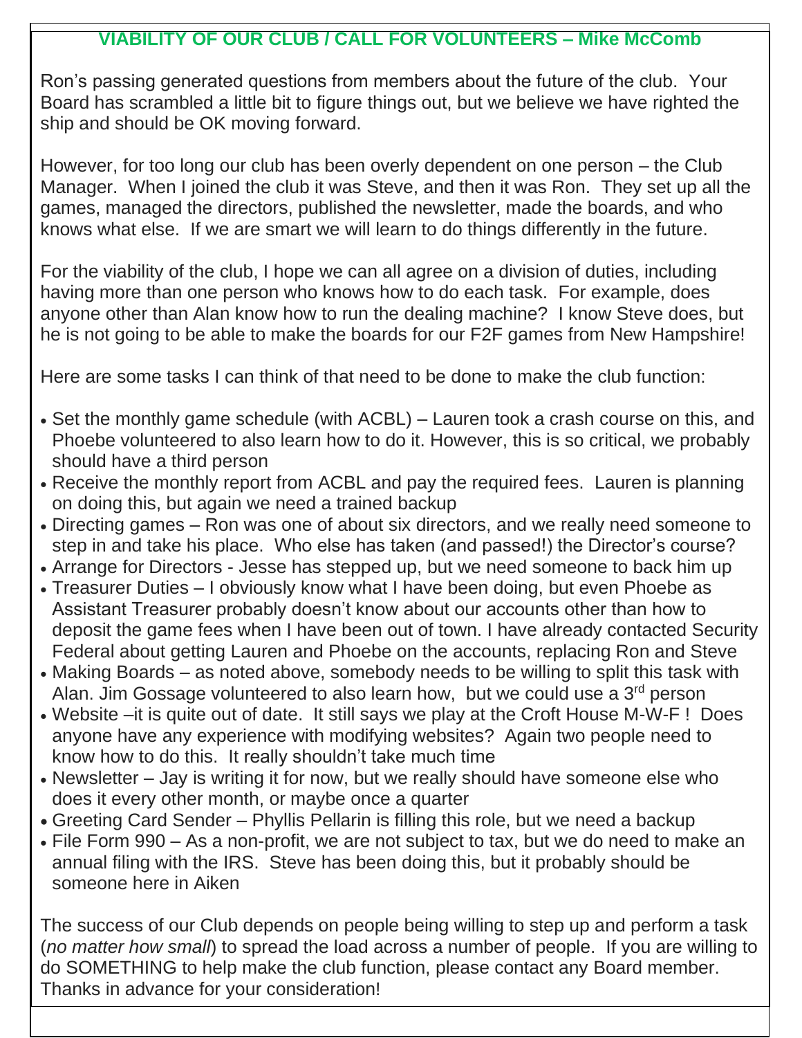## VIABILITY OF OUR CLUB / CALL FOR VOLUNTEERS – Mike McComb

Ron's passing generated questions from members about the future of the club. Your Board has scrambled a little bit to figure things out, but we believe we have righted the ship and should be OK moving forward.

However, for too long our club has been overly dependent on one person – the Club Manager. When I joined the club it was Steve, and then it was Ron. They set up all the games, managed the directors, published the newsletter, made the boards, and who knows what else. If we are smart we will learn to do things differently in the future.

For the viability of the club, I hope we can all agree on a division of duties, including having more than one person who knows how to do each task. For example, does anyone other than Alan know how to run the dealing machine? I know Steve does, but he is not going to be able to make the boards for our F2F games from New Hampshire!

Here are some tasks I can think of that need to be done to make the club function:

- Set the monthly game schedule (with ACBL) – Lauren took a crash course on this, and Phoebe volunteered to also learn how to do it. However, this is so critical, we probably should have a third person
- Receive the monthly report from ACBL and pay the required fees. Lauren is planning on doing this, but again we need a trained backup
- Directing games – Ron was one of about six directors, and we really need someone to step in and take his place. Who else has taken (and passed!) the Director's course?
- Arrange for Directors - Jesse has stepped up, but we need someone to back him up
- Treasurer Duties – I obviously know what I have been doing, but even Phoebe as Assistant Treasurer probably doesn't know about our accounts other than how to deposit the game fees when I have been out of town. I have already contacted Security Federal about getting Lauren and Phoebe on the accounts, replacing Ron and Steve
- Making Boards – as noted above, somebody needs to be willing to split this task with Alan. Jim Gossage volunteered to also learn how, but we could use a 3rd person
- Website –it is quite out of date. It still says we play at the Croft House M-W-F ! Does anyone have any experience with modifying websites? Again two people need to know how to do this. It really shouldn't take much time
- Newsletter – Jay is writing it for now, but we really should have someone else who does it every other month, or maybe once a quarter
- Greeting Card Sender – Phyllis Pellarin is filling this role, but we need a backup
- File Form 990 – As a non-profit, we are not subject to tax, but we do need to make an annual filing with the IRS. Steve has been doing this, but it probably should be someone here in Aiken

The success of our Club depends on people being willing to step up and perform a task (*no matter how small*) to spread the load across a number of people. If you are willing to do SOMETHING to help make the club function, please contact any Board member. Thanks in advance for your consideration!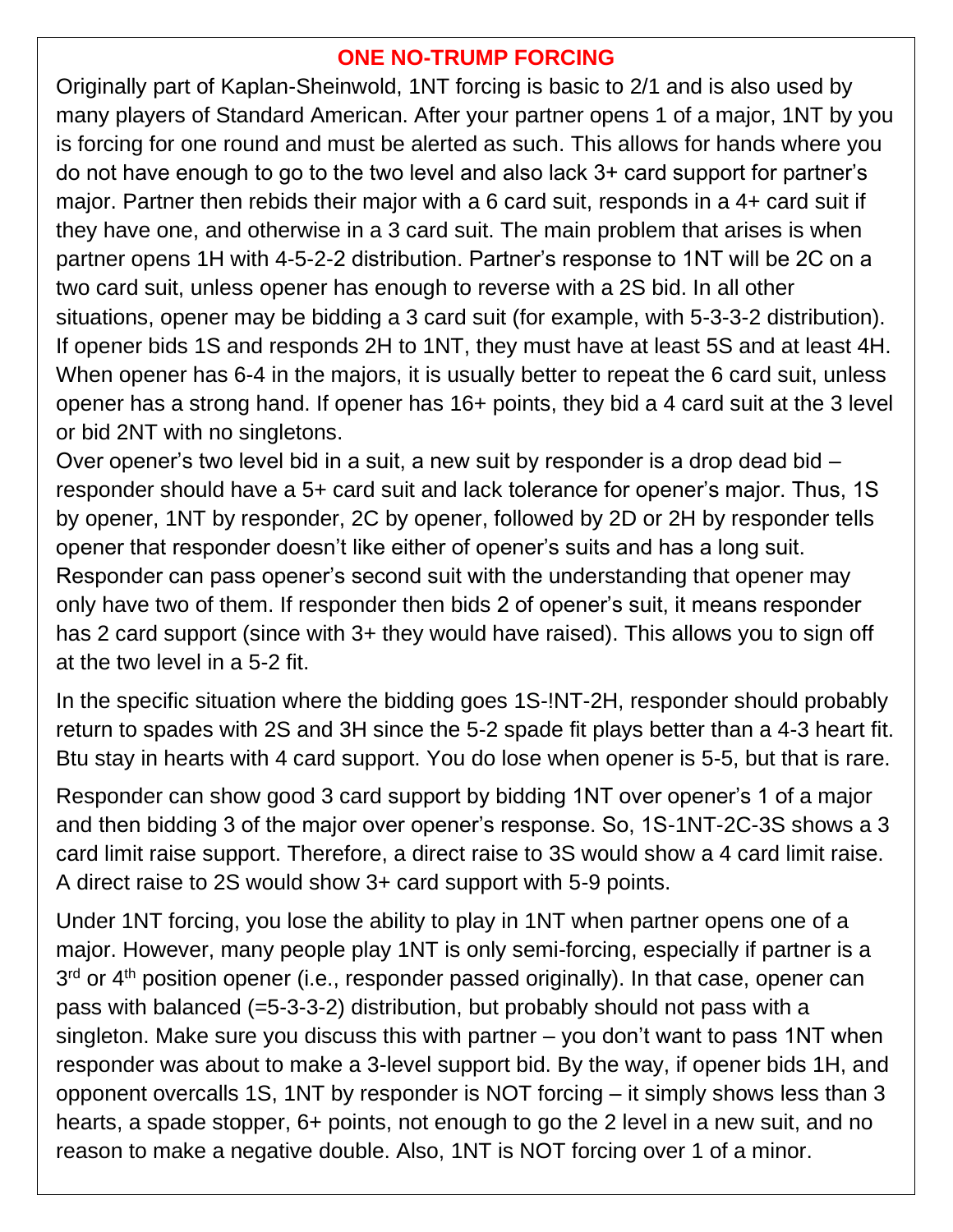## ONE NO-TRUMP FORCING

Originally part of Kaplan-Sheinwold, 1NT forcing is basic to 2/1 and is also used by many players of Standard American. After your partner opens 1 of a major, 1NT by you is forcing for one round and must be alerted as such. This allows for hands where you do not have enough to go to the two level and also lack 3+ card support for partner's major. Partner then rebids their major with a 6 card suit, responds in a 4+ card suit if they have one, and otherwise in a 3 card suit. The main problem that arises is when partner opens 1H with 4-5-2-2 distribution. Partner's response to 1NT will be 2C on a two card suit, unless opener has enough to reverse with a 2S bid. In all other situations, opener may be bidding a 3 card suit (for example, with 5-3-3-2 distribution). If opener bids 1S and responds 2H to 1NT, they must have at least 5S and at least 4H. When opener has 6-4 in the majors, it is usually better to repeat the 6 card suit, unless opener has a strong hand. If opener has 16+ points, they bid a 4 card suit at the 3 level or bid 2NT with no singletons.

Over opener's two level bid in a suit, a new suit by responder is a drop dead bid – responder should have a 5+ card suit and lack tolerance for opener's major. Thus, 1S by opener, 1NT by responder, 2C by opener, followed by 2D or 2H by responder tells opener that responder doesn't like either of opener's suits and has a long suit. Responder can pass opener's second suit with the understanding that opener may only have two of them. If responder then bids 2 of opener's suit, it means responder has 2 card support (since with 3+ they would have raised). This allows you to sign off at the two level in a 5-2 fit.

In the specific situation where the bidding goes 1S-!NT-2H, responder should probably return to spades with 2S and 3H since the 5-2 spade fit plays better than a 4-3 heart fit. Btu stay in hearts with 4 card support. You do lose when opener is 5-5, but that is rare.

Responder can show good 3 card support by bidding 1NT over opener's 1 of a major and then bidding 3 of the major over opener's response. So, 1S-1NT-2C-3S shows a 3 card limit raise support. Therefore, a direct raise to 3S would show a 4 card limit raise. A direct raise to 2S would show 3+ card support with 5-9 points.

Under 1NT forcing, you lose the ability to play in 1NT when partner opens one of a major. However, many people play 1NT is only semi-forcing, especially if partner is a 3rd or 4th position opener (i.e., responder passed originally). In that case, opener can pass with balanced (=5-3-3-2) distribution, but probably should not pass with a singleton. Make sure you discuss this with partner – you don't want to pass 1NT when responder was about to make a 3-level support bid. By the way, if opener bids 1H, and opponent overcalls 1S, 1NT by responder is NOT forcing – it simply shows less than 3 hearts, a spade stopper, 6+ points, not enough to go the 2 level in a new suit, and no reason to make a negative double. Also, 1NT is NOT forcing over 1 of a minor.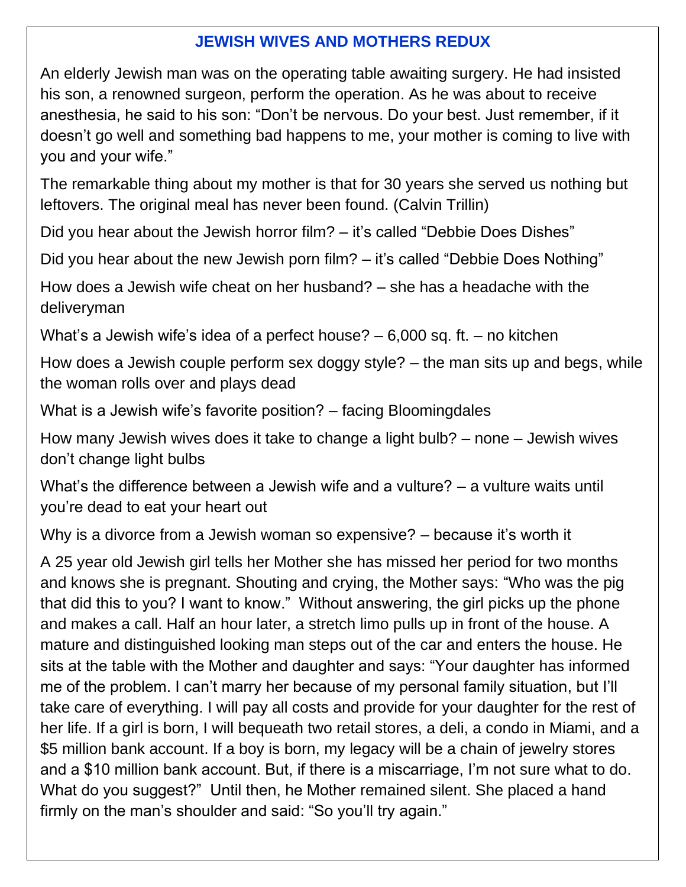## JEWISH WIVES AND MOTHERS REDUX

An elderly Jewish man was on the operating table awaiting surgery. He had insisted his son, a renowned surgeon, perform the operation. As he was about to receive anesthesia, he said to his son: “Don’t be nervous. Do your best. Just remember, if it doesn’t go well and something bad happens to me, your mother is coming to live with you and your wife.”

The remarkable thing about my mother is that for 30 years she served us nothing but leftovers. The original meal has never been found. (Calvin Trillin)

Did you hear about the Jewish horror film? – it’s called “Debbie Does Dishes”

Did you hear about the new Jewish porn film? – it’s called “Debbie Does Nothing”

How does a Jewish wife cheat on her husband? – she has a headache with the deliveryman

What’s a Jewish wife’s idea of a perfect house? – 6,000 sq. ft. – no kitchen

How does a Jewish couple perform sex doggy style? – the man sits up and begs, while the woman rolls over and plays dead

What is a Jewish wife’s favorite position? – facing Bloomingdales

How many Jewish wives does it take to change a light bulb? – none – Jewish wives don’t change light bulbs

What’s the difference between a Jewish wife and a vulture? – a vulture waits until you’re dead to eat your heart out

Why is a divorce from a Jewish woman so expensive? – because it’s worth it

A 25 year old Jewish girl tells her Mother she has missed her period for two months and knows she is pregnant. Shouting and crying, the Mother says: “Who was the pig that did this to you? I want to know.” Without answering, the girl picks up the phone and makes a call. Half an hour later, a stretch limo pulls up in front of the house. A mature and distinguished looking man steps out of the car and enters the house. He sits at the table with the Mother and daughter and says: “Your daughter has informed me of the problem. I can’t marry her because of my personal family situation, but I’ll take care of everything. I will pay all costs and provide for your daughter for the rest of her life. If a girl is born, I will bequeath two retail stores, a deli, a condo in Miami, and a $5 million bank account. If a boy is born, my legacy will be a chain of jewelry stores and a $10 million bank account. But, if there is a miscarriage, I’m not sure what to do. What do you suggest?” Until then, he Mother remained silent. She placed a hand firmly on the man’s shoulder and said: “So you’ll try again.”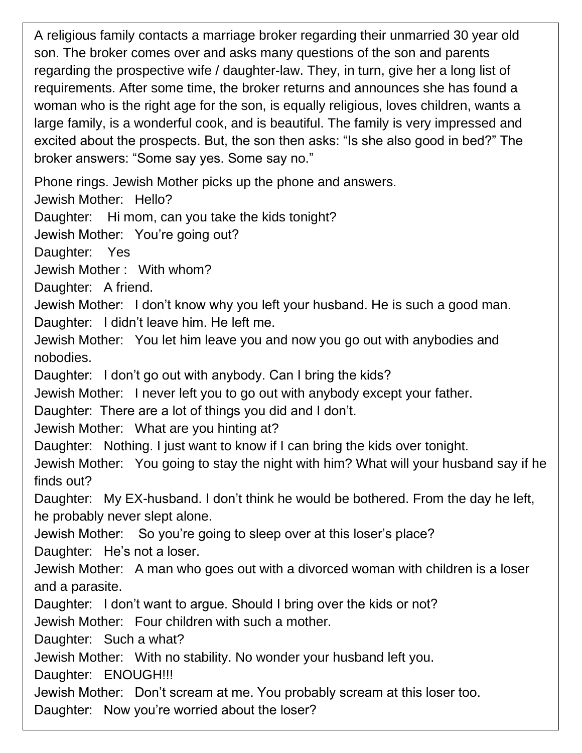A religious family contacts a marriage broker regarding their unmarried 30 year old son. The broker comes over and asks many questions of the son and parents regarding the prospective wife / daughter-law. They, in turn, give her a long list of requirements. After some time, the broker returns and announces she has found a woman who is the right age for the son, is equally religious, loves children, wants a large family, is a wonderful cook, and is beautiful. The family is very impressed and excited about the prospects. But, the son then asks: "Is she also good in bed?" The broker answers: "Some say yes. Some say no."

Phone rings. Jewish Mother picks up the phone and answers.
Jewish Mother: Hello?
Daughter: Hi mom, can you take the kids tonight?
Jewish Mother: You're going out?
Daughter: Yes
Jewish Mother : With whom?
Daughter: A friend.
Jewish Mother: I don't know why you left your husband. He is such a good man.
Daughter: I didn't leave him. He left me.
Jewish Mother: You let him leave you and now you go out with anybodies and nobodies.
Daughter: I don't go out with anybody. Can I bring the kids?
Jewish Mother: I never left you to go out with anybody except your father.
Daughter: There are a lot of things you did and I don't.
Jewish Mother: What are you hinting at?
Daughter: Nothing. I just want to know if I can bring the kids over tonight.
Jewish Mother: You going to stay the night with him? What will your husband say if he finds out?
Daughter: My EX-husband. I don't think he would be bothered. From the day he left, he probably never slept alone.
Jewish Mother: So you're going to sleep over at this loser's place?
Daughter: He's not a loser.
Jewish Mother: A man who goes out with a divorced woman with children is a loser and a parasite.
Daughter: I don't want to argue. Should I bring over the kids or not?
Jewish Mother: Four children with such a mother.
Daughter: Such a what?
Jewish Mother: With no stability. No wonder your husband left you.
Daughter: ENOUGH!!!
Jewish Mother: Don't scream at me. You probably scream at this loser too.
Daughter: Now you're worried about the loser?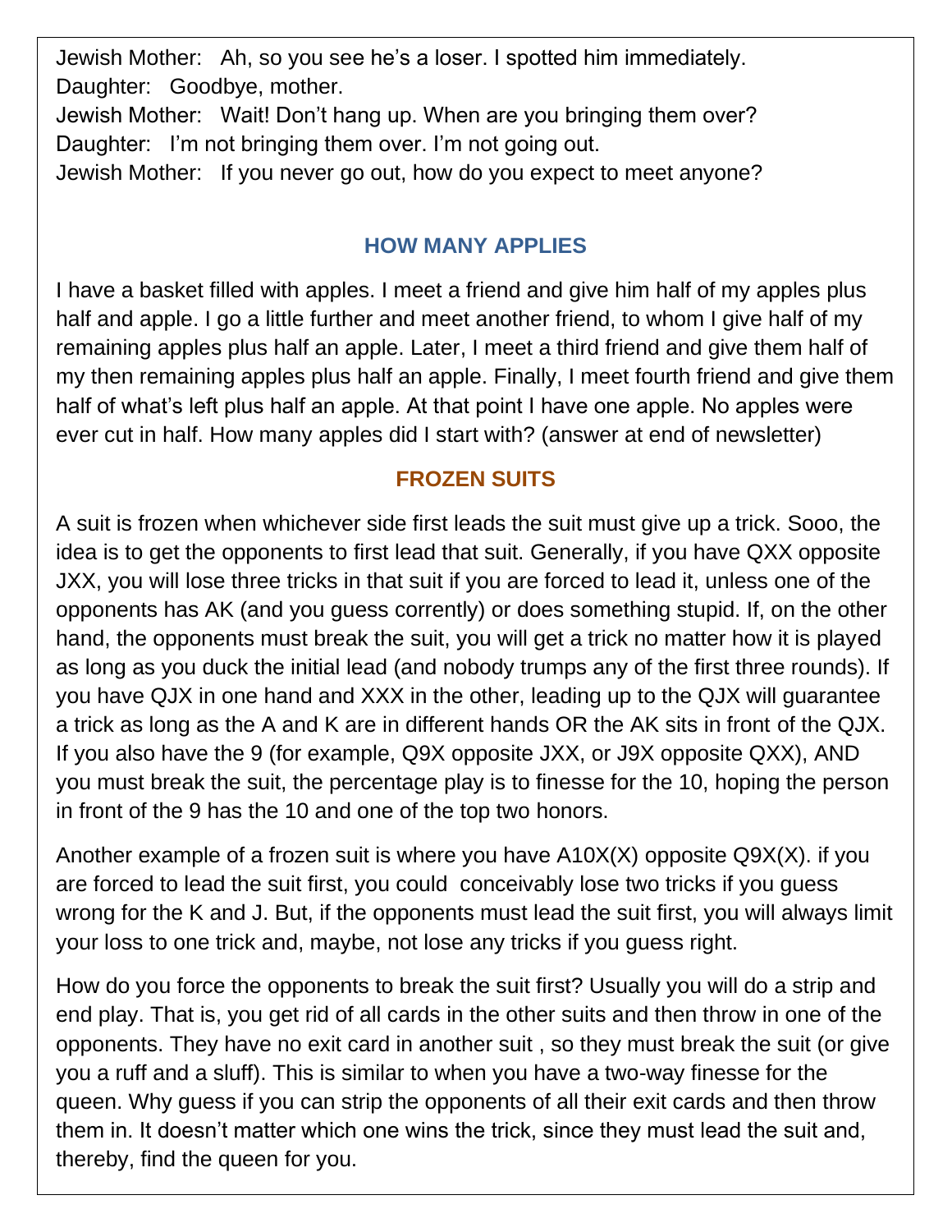Jewish Mother: Ah, so you see he's a loser. I spotted him immediately.
Daughter: Goodbye, mother.
Jewish Mother: Wait! Don't hang up. When are you bringing them over?
Daughter: I'm not bringing them over. I'm not going out.
Jewish Mother: If you never go out, how do you expect to meet anyone?

## HOW MANY APPLES

I have a basket filled with apples. I meet a friend and give him half of my apples plus half and apple. I go a little further and meet another friend, to whom I give half of my remaining apples plus half an apple. Later, I meet a third friend and give them half of my then remaining apples plus half an apple. Finally, I meet fourth friend and give them half of what's left plus half an apple. At that point I have one apple. No apples were ever cut in half. How many apples did I start with? (answer at end of newsletter)

## FROZEN SUITS

A suit is frozen when whichever side first leads the suit must give up a trick. Sooo, the idea is to get the opponents to first lead that suit. Generally, if you have QXX opposite JXX, you will lose three tricks in that suit if you are forced to lead it, unless one of the opponents has AK (and you guess corrently) or does something stupid. If, on the other hand, the opponents must break the suit, you will get a trick no matter how it is played as long as you duck the initial lead (and nobody trumps any of the first three rounds). If you have QJX in one hand and XXX in the other, leading up to the QJX will guarantee a trick as long as the A and K are in different hands OR the AK sits in front of the QJX. If you also have the 9 (for example, Q9X opposite JXX, or J9X opposite QXX), AND you must break the suit, the percentage play is to finesse for the 10, hoping the person in front of the 9 has the 10 and one of the top two honors.

Another example of a frozen suit is where you have A10X(X) opposite Q9X(X). if you are forced to lead the suit first, you could conceivably lose two tricks if you guess wrong for the K and J. But, if the opponents must lead the suit first, you will always limit your loss to one trick and, maybe, not lose any tricks if you guess right.

How do you force the opponents to break the suit first? Usually you will do a strip and end play. That is, you get rid of all cards in the other suits and then throw in one of the opponents. They have no exit card in another suit , so they must break the suit (or give you a ruff and a sluff). This is similar to when you have a two-way finesse for the queen. Why guess if you can strip the opponents of all their exit cards and then throw them in. It doesn't matter which one wins the trick, since they must lead the suit and, thereby, find the queen for you.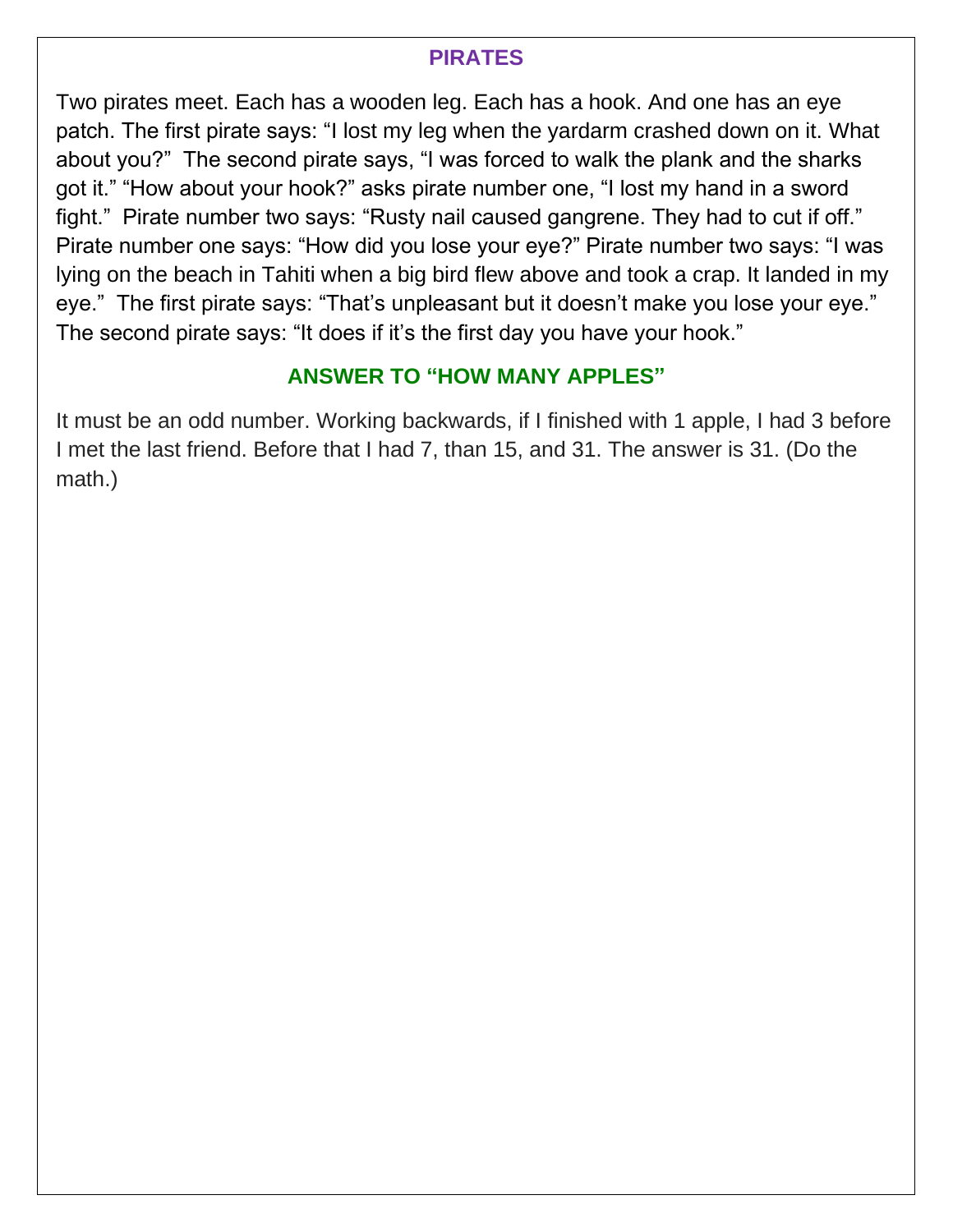## PIRATES

Two pirates meet. Each has a wooden leg. Each has a hook. And one has an eye patch. The first pirate says: “I lost my leg when the yardarm crashed down on it. What about you?” The second pirate says, “I was forced to walk the plank and the sharks got it.” “How about your hook?” asks pirate number one, “I lost my hand in a sword fight.” Pirate number two says: “Rusty nail caused gangrene. They had to cut if off.” Pirate number one says: “How did you lose your eye?” Pirate number two says: “I was lying on the beach in Tahiti when a big bird flew above and took a crap. It landed in my eye.” The first pirate says: “That’s unpleasant but it doesn’t make you lose your eye.” The second pirate says: “It does if it’s the first day you have your hook.”

## ANSWER TO “HOW MANY APPLES”

It must be an odd number. Working backwards, if I finished with 1 apple, I had 3 before I met the last friend. Before that I had 7, than 15, and 31. The answer is 31. (Do the math.)